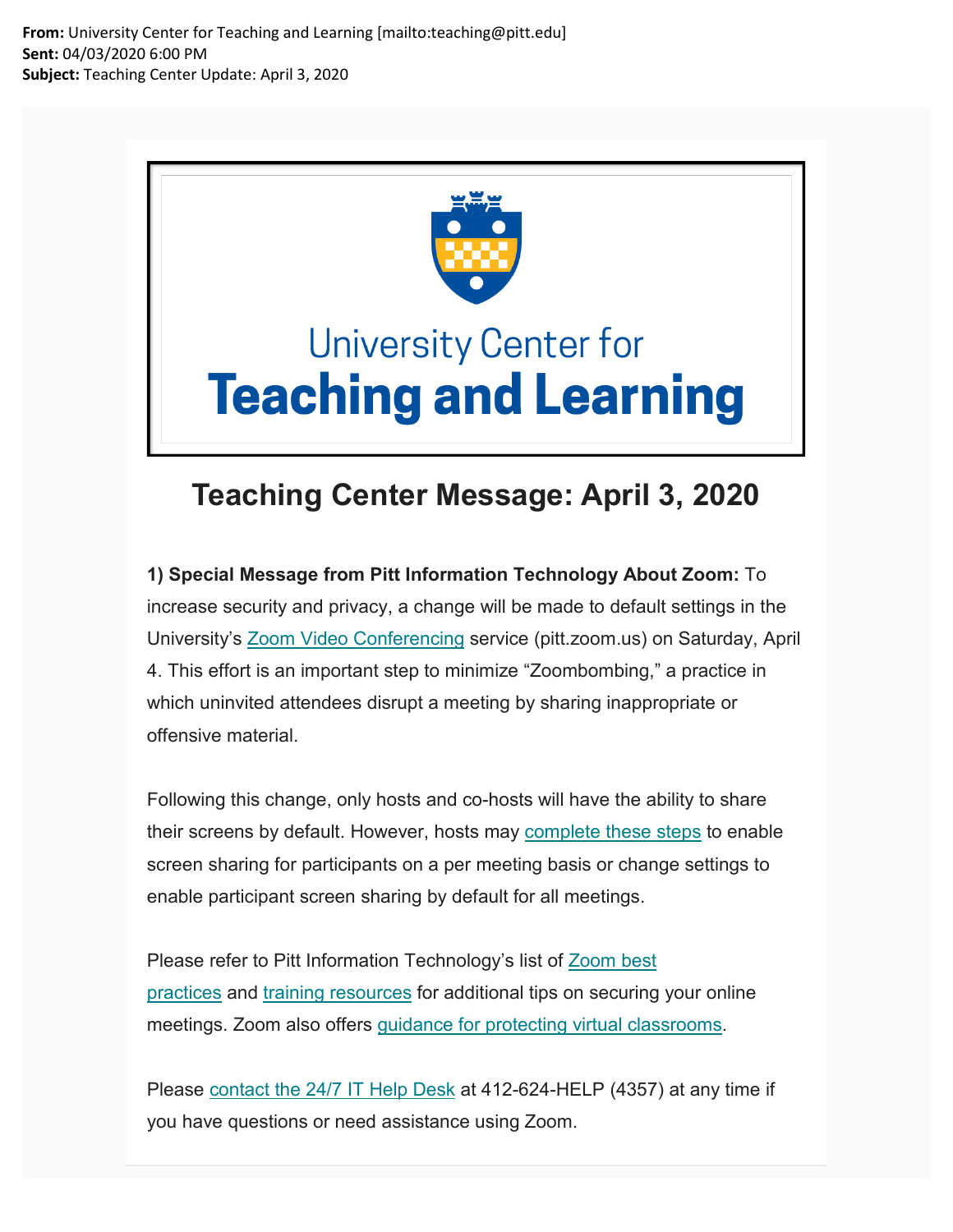**From:** University Center for Teaching and Learning [mailto:teaching@pitt.edu]
**Sent:** 04/03/2020 6:00 PM
**Subject:** Teaching Center Update: April 3, 2020

University Center for
**Teaching and Learning**

# Teaching Center Message: April 3, 2020

**1) Special Message from Pitt Information Technology About Zoom:** To increase security and privacy, a change will be made to default settings in the University's Zoom Video Conferencing service (pitt.zoom.us) on Saturday, April 4. This effort is an important step to minimize "Zoombombing," a practice in which uninvited attendees disrupt a meeting by sharing inappropriate or offensive material.

Following this change, only hosts and co-hosts will have the ability to share their screens by default. However, hosts may complete these steps to enable screen sharing for participants on a per meeting basis or change settings to enable participant screen sharing by default for all meetings.

Please refer to Pitt Information Technology's list of Zoom best practices and training resources for additional tips on securing your online meetings. Zoom also offers guidance for protecting virtual classrooms.

Please contact the 24/7 IT Help Desk at 412-624-HELP (4357) at any time if you have questions or need assistance using Zoom.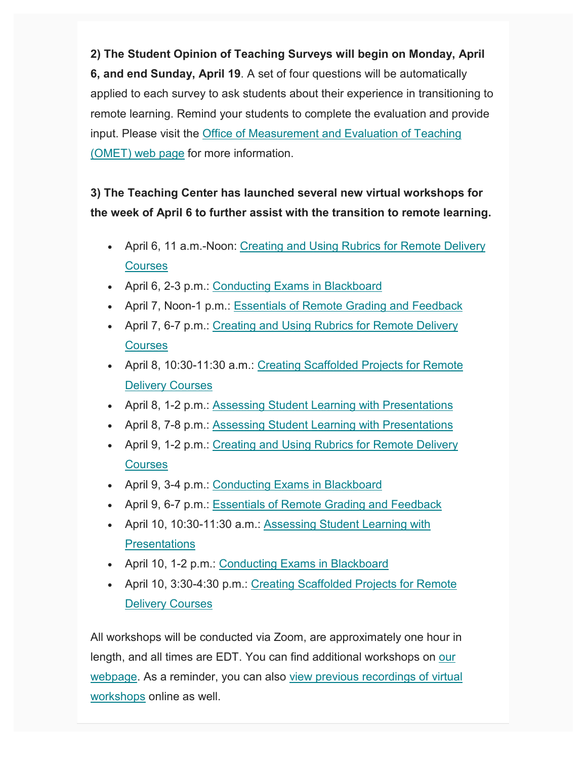**2) The Student Opinion of Teaching Surveys will begin on Monday, April 6, and end Sunday, April 19**. A set of four questions will be automatically applied to each survey to ask students about their experience in transitioning to remote learning. Remind your students to complete the evaluation and provide input. Please visit the Office of Measurement and Evaluation of Teaching (OMET) web page for more information.

**3) The Teaching Center has launched several new virtual workshops for the week of April 6 to further assist with the transition to remote learning.**

- April 6, 11 a.m.-Noon: Creating and Using Rubrics for Remote Delivery Courses
- April 6, 2-3 p.m.: Conducting Exams in Blackboard
- April 7, Noon-1 p.m.: Essentials of Remote Grading and Feedback
- April 7, 6-7 p.m.: Creating and Using Rubrics for Remote Delivery Courses
- April 8, 10:30-11:30 a.m.: Creating Scaffolded Projects for Remote Delivery Courses
- April 8, 1-2 p.m.: Assessing Student Learning with Presentations
- April 8, 7-8 p.m.: Assessing Student Learning with Presentations
- April 9, 1-2 p.m.: Creating and Using Rubrics for Remote Delivery Courses
- April 9, 3-4 p.m.: Conducting Exams in Blackboard
- April 9, 6-7 p.m.: Essentials of Remote Grading and Feedback
- April 10, 10:30-11:30 a.m.: Assessing Student Learning with Presentations
- April 10, 1-2 p.m.: Conducting Exams in Blackboard
- April 10, 3:30-4:30 p.m.: Creating Scaffolded Projects for Remote Delivery Courses

All workshops will be conducted via Zoom, are approximately one hour in length, and all times are EDT. You can find additional workshops on our webpage. As a reminder, you can also view previous recordings of virtual workshops online as well.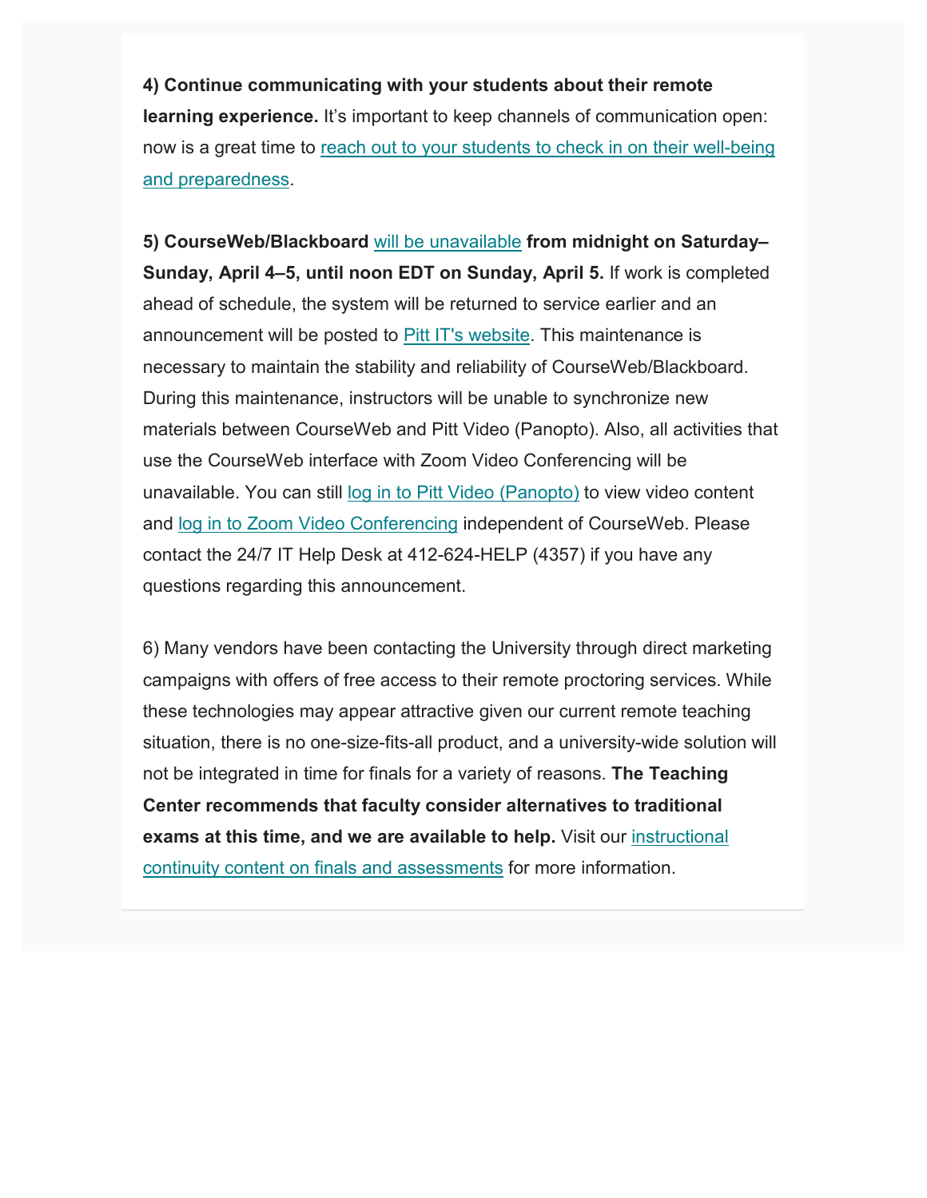**4) Continue communicating with your students about their remote learning experience.** It's important to keep channels of communication open: now is a great time to reach out to your students to check in on their well-being and preparedness.

**5) CourseWeb/Blackboard** will be unavailable **from midnight on Saturday–Sunday, April 4–5, until noon EDT on Sunday, April 5.** If work is completed ahead of schedule, the system will be returned to service earlier and an announcement will be posted to Pitt IT's website. This maintenance is necessary to maintain the stability and reliability of CourseWeb/Blackboard. During this maintenance, instructors will be unable to synchronize new materials between CourseWeb and Pitt Video (Panopto). Also, all activities that use the CourseWeb interface with Zoom Video Conferencing will be unavailable. You can still log in to Pitt Video (Panopto) to view video content and log in to Zoom Video Conferencing independent of CourseWeb. Please contact the 24/7 IT Help Desk at 412-624-HELP (4357) if you have any questions regarding this announcement.

6) Many vendors have been contacting the University through direct marketing campaigns with offers of free access to their remote proctoring services. While these technologies may appear attractive given our current remote teaching situation, there is no one-size-fits-all product, and a university-wide solution will not be integrated in time for finals for a variety of reasons. **The Teaching Center recommends that faculty consider alternatives to traditional exams at this time, and we are available to help.** Visit our instructional continuity content on finals and assessments for more information.